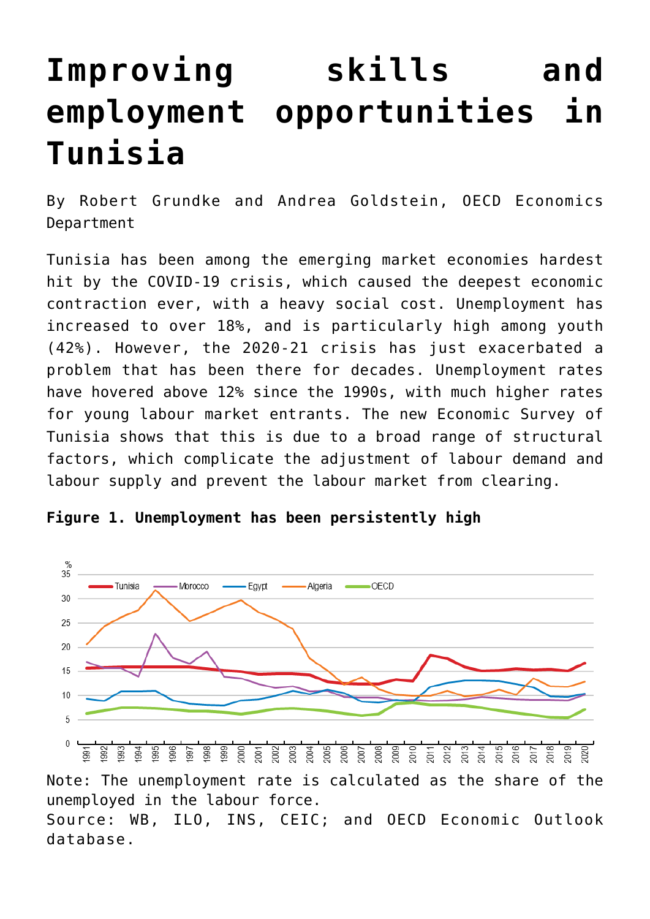# Improving skills and employment opportunities in Tunisia

By Robert Grundke and Andrea Goldstein, OECD Economics Department

Tunisia has been among the emerging market economies hardest hit by the COVID-19 crisis, which caused the deepest economic contraction ever, with a heavy social cost. Unemployment has increased to over 18%, and is particularly high among youth (42%). However, the 2020-21 crisis has just exacerbated a problem that has been there for decades. Unemployment rates have hovered above 12% since the 1990s, with much higher rates for young labour market entrants. The new Economic Survey of Tunisia shows that this is due to a broad range of structural factors, which complicate the adjustment of labour demand and labour supply and prevent the labour market from clearing.

**Figure 1. Unemployment has been persistently high**

Note: The unemployment rate is calculated as the share of the unemployed in the labour force.
Source: WB, ILO, INS, CEIC; and OECD Economic Outlook database.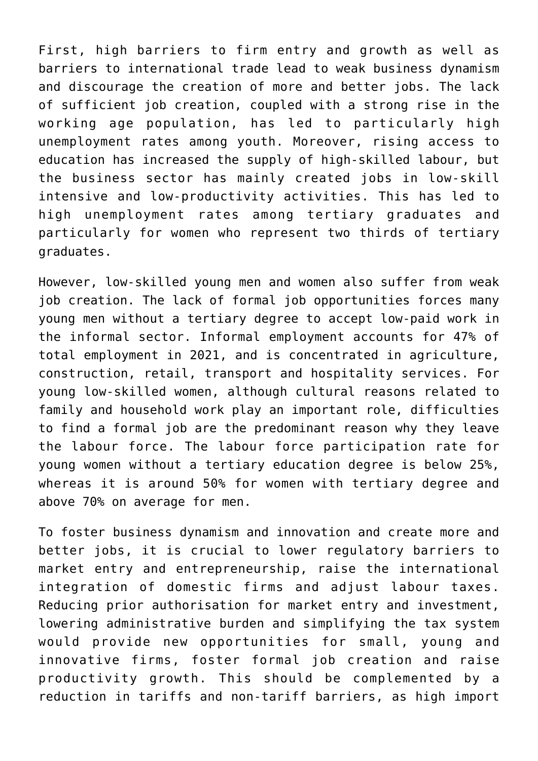First, high barriers to firm entry and growth as well as barriers to international trade lead to weak business dynamism and discourage the creation of more and better jobs. The lack of sufficient job creation, coupled with a strong rise in the working age population, has led to particularly high unemployment rates among youth. Moreover, rising access to education has increased the supply of high-skilled labour, but the business sector has mainly created jobs in low-skill intensive and low-productivity activities. This has led to high unemployment rates among tertiary graduates and particularly for women who represent two thirds of tertiary graduates.

However, low-skilled young men and women also suffer from weak job creation. The lack of formal job opportunities forces many young men without a tertiary degree to accept low-paid work in the informal sector. Informal employment accounts for 47% of total employment in 2021, and is concentrated in agriculture, construction, retail, transport and hospitality services. For young low-skilled women, although cultural reasons related to family and household work play an important role, difficulties to find a formal job are the predominant reason why they leave the labour force. The labour force participation rate for young women without a tertiary education degree is below 25%, whereas it is around 50% for women with tertiary degree and above 70% on average for men.

To foster business dynamism and innovation and create more and better jobs, it is crucial to lower regulatory barriers to market entry and entrepreneurship, raise the international integration of domestic firms and adjust labour taxes. Reducing prior authorisation for market entry and investment, lowering administrative burden and simplifying the tax system would provide new opportunities for small, young and innovative firms, foster formal job creation and raise productivity growth. This should be complemented by a reduction in tariffs and non-tariff barriers, as high import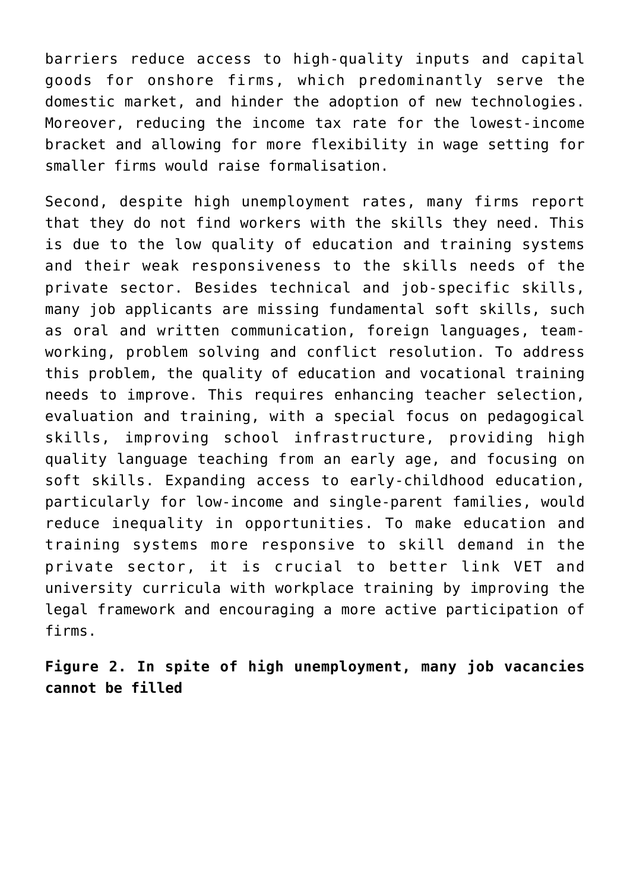barriers reduce access to high-quality inputs and capital goods for onshore firms, which predominantly serve the domestic market, and hinder the adoption of new technologies. Moreover, reducing the income tax rate for the lowest-income bracket and allowing for more flexibility in wage setting for smaller firms would raise formalisation.

Second, despite high unemployment rates, many firms report that they do not find workers with the skills they need. This is due to the low quality of education and training systems and their weak responsiveness to the skills needs of the private sector. Besides technical and job-specific skills, many job applicants are missing fundamental soft skills, such as oral and written communication, foreign languages, team-working, problem solving and conflict resolution. To address this problem, the quality of education and vocational training needs to improve. This requires enhancing teacher selection, evaluation and training, with a special focus on pedagogical skills, improving school infrastructure, providing high quality language teaching from an early age, and focusing on soft skills. Expanding access to early-childhood education, particularly for low-income and single-parent families, would reduce inequality in opportunities. To make education and training systems more responsive to skill demand in the private sector, it is crucial to better link VET and university curricula with workplace training by improving the legal framework and encouraging a more active participation of firms.

**Figure 2. In spite of high unemployment, many job vacancies cannot be filled**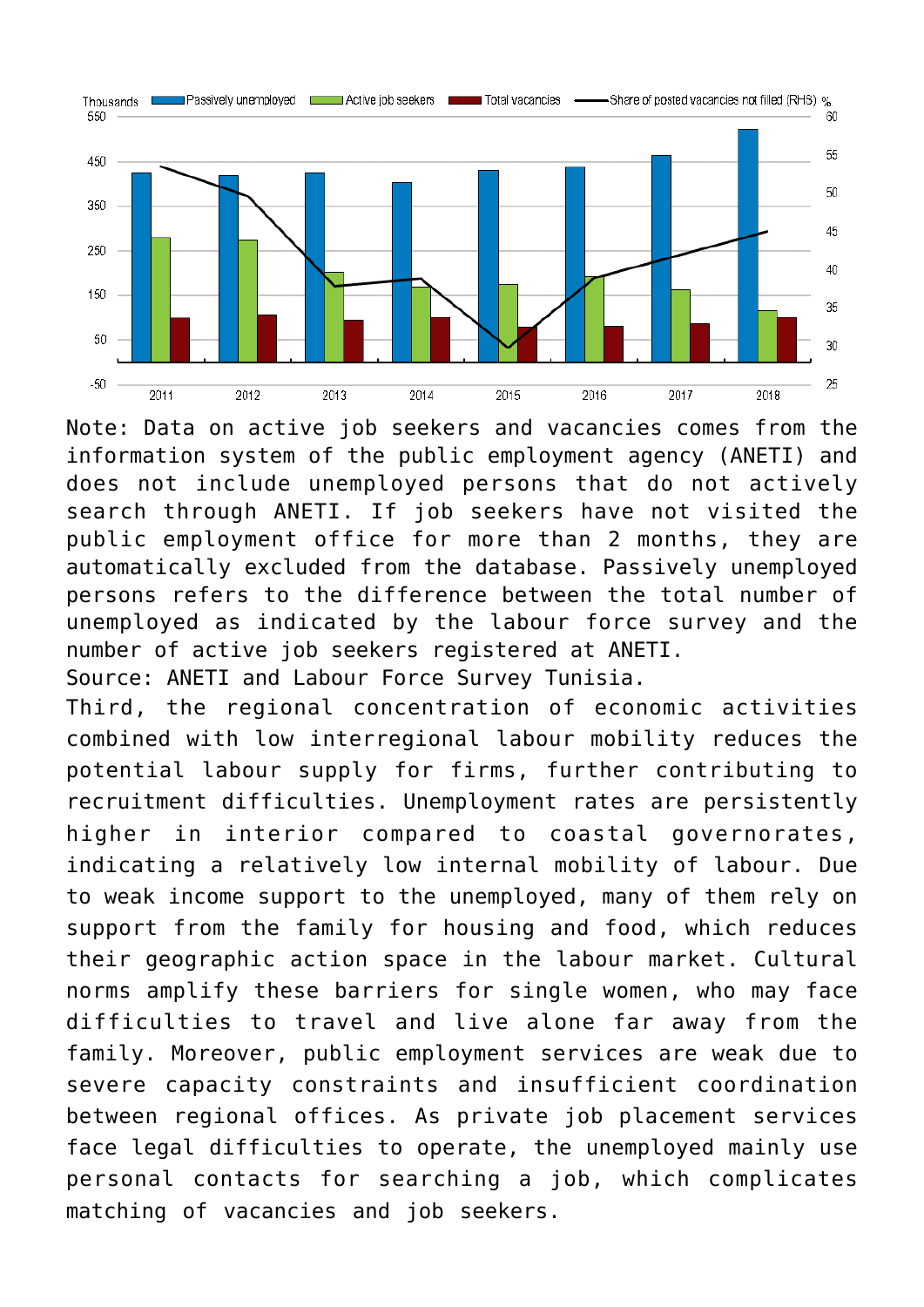Note: Data on active job seekers and vacancies comes from the information system of the public employment agency (ANETI) and does not include unemployed persons that do not actively search through ANETI. If job seekers have not visited the public employment office for more than 2 months, they are automatically excluded from the database. Passively unemployed persons refers to the difference between the total number of unemployed as indicated by the labour force survey and the number of active job seekers registered at ANETI.

Source: ANETI and Labour Force Survey Tunisia.

Third, the regional concentration of economic activities combined with low interregional labour mobility reduces the potential labour supply for firms, further contributing to recruitment difficulties. Unemployment rates are persistently higher in interior compared to coastal governorates, indicating a relatively low internal mobility of labour. Due to weak income support to the unemployed, many of them rely on support from the family for housing and food, which reduces their geographic action space in the labour market. Cultural norms amplify these barriers for single women, who may face difficulties to travel and live alone far away from the family. Moreover, public employment services are weak due to severe capacity constraints and insufficient coordination between regional offices. As private job placement services face legal difficulties to operate, the unemployed mainly use personal contacts for searching a job, which complicates matching of vacancies and job seekers.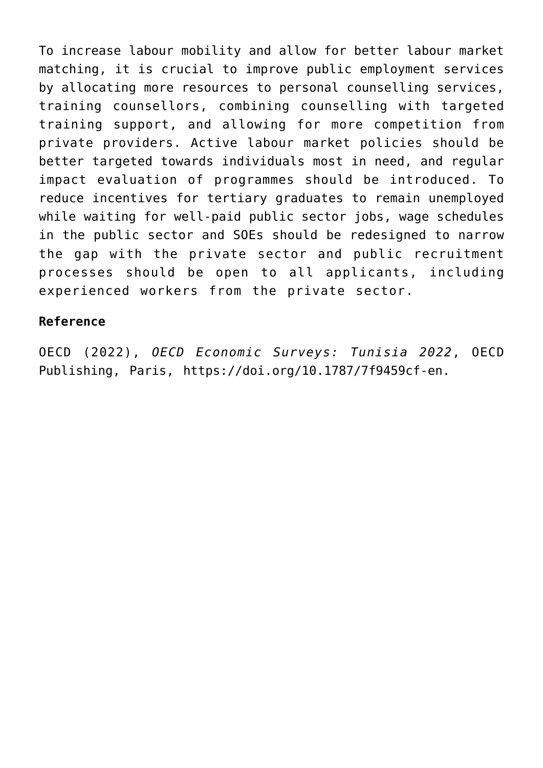To increase labour mobility and allow for better labour market matching, it is crucial to improve public employment services by allocating more resources to personal counselling services, training counsellors, combining counselling with targeted training support, and allowing for more competition from private providers. Active labour market policies should be better targeted towards individuals most in need, and regular impact evaluation of programmes should be introduced. To reduce incentives for tertiary graduates to remain unemployed while waiting for well-paid public sector jobs, wage schedules in the public sector and SOEs should be redesigned to narrow the gap with the private sector and public recruitment processes should be open to all applicants, including experienced workers from the private sector.

**Reference**

OECD (2022), *OECD Economic Surveys: Tunisia 2022*, OECD Publishing, Paris, https://doi.org/10.1787/7f9459cf-en.